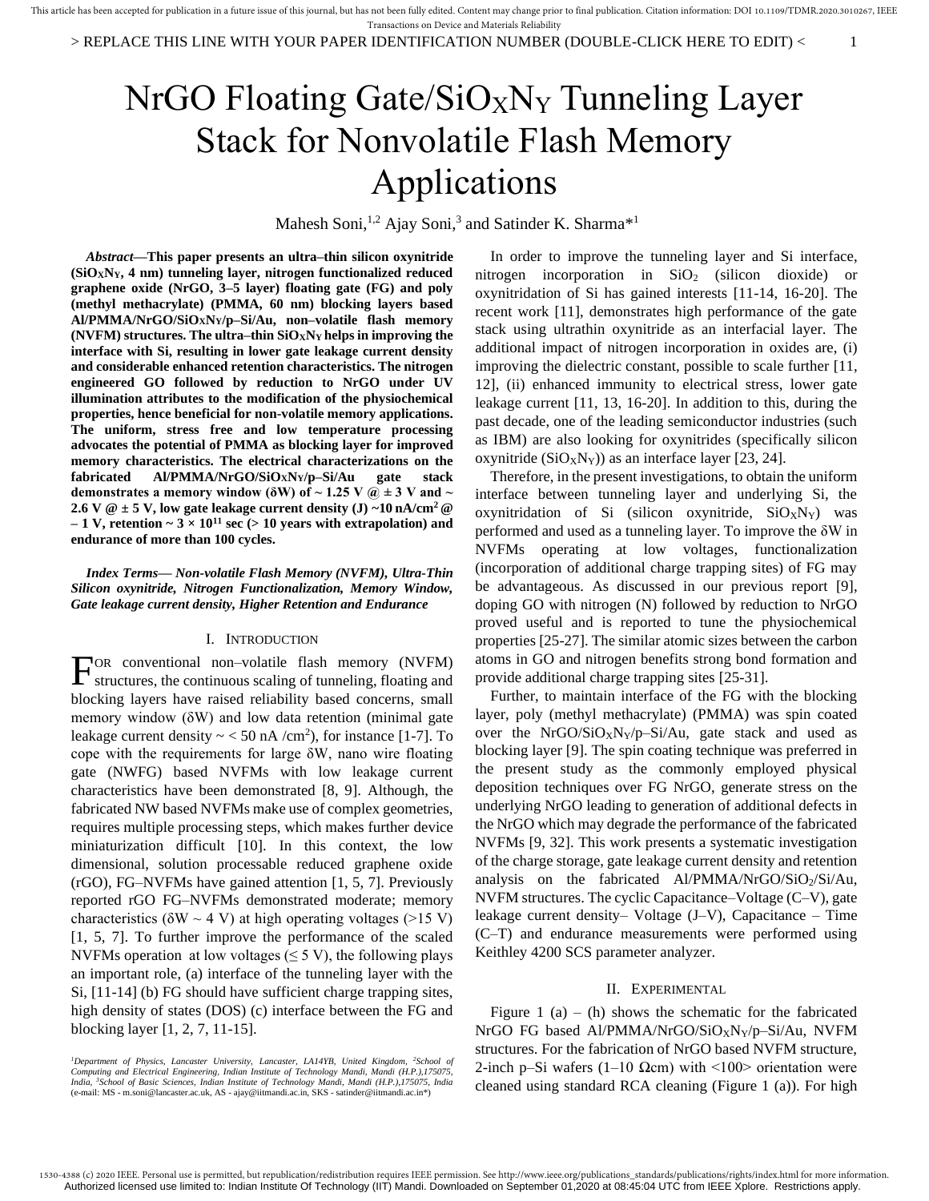# NrGO Floating Gate/$SiO_XN_Y$ Tunneling Layer Stack for Nonvolatile Flash Memory Applications

Mahesh Soni,[1,2] Ajay Soni,[3] and Satinder K. Sharma*[1]

***Abstract*—This paper presents an ultra–thin silicon oxynitride ($SiO_XN_Y$, 4 nm) tunneling layer, nitrogen functionalized reduced graphene oxide (NrGO, 3–5 layer) floating gate (FG) and poly (methyl methacrylate) (PMMA, 60 nm) blocking layers based Al/PMMA/NrGO/$SiO_XN_Y$/p–Si/Au, non–volatile flash memory (NVFM) structures. The ultra–thin $SiO_XN_Y$ helps in improving the interface with Si, resulting in lower gate leakage current density and considerable enhanced retention characteristics. The nitrogen engineered GO followed by reduction to NrGO under UV illumination attributes to the modification of the physiochemical properties, hence beneficial for non-volatile memory applications. The uniform, stress free and low temperature processing advocates the potential of PMMA as blocking layer for improved memory characteristics. The electrical characterizations on the fabricated Al/PMMA/NrGO/$SiO_XN_Y$/p–Si/Au gate stack demonstrates a memory window (δW) of ~ 1.25 V @ ± 3 V and ~ 2.6 V @ ± 5 V, low gate leakage current density (J) ~10 nA/cm$^2$ @ – 1 V, retention ~ 3 × 10$^{11}$ sec (> 10 years with extrapolation) and endurance of more than 100 cycles.**

***Index Terms— Non-volatile Flash Memory (NVFM), Ultra-Thin Silicon oxynitride, Nitrogen Functionalization, Memory Window, Gate leakage current density, Higher Retention and Endurance***

## I. Introduction

For conventional non–volatile flash memory (NVFM) structures, the continuous scaling of tunneling, floating and blocking layers have raised reliability based concerns, small memory window (δW) and low data retention (minimal gate leakage current density ~ < 50 nA /cm$^2$), for instance [1-7]. To cope with the requirements for large δW, nano wire floating gate (NWFG) based NVFMs with low leakage current characteristics have been demonstrated [8, 9]. Although, the fabricated NW based NVFMs make use of complex geometries, requires multiple processing steps, which makes further device miniaturization difficult [10]. In this context, the low dimensional, solution processable reduced graphene oxide (rGO), FG–NVFMs have gained attention [1, 5, 7]. Previously reported rGO FG–NVFMs demonstrated moderate; memory characteristics (δW ~ 4 V) at high operating voltages (>15 V) [1, 5, 7]. To further improve the performance of the scaled NVFMs operation at low voltages (≤ 5 V), the following plays an important role, (a) interface of the tunneling layer with the Si, [11-14] (b) FG should have sufficient charge trapping sites, high density of states (DOS) (c) interface between the FG and blocking layer [1, 2, 7, 11-15].

In order to improve the tunneling layer and Si interface, nitrogen incorporation in $SiO_2$ (silicon dioxide) or oxynitridation of Si has gained interests [11-14, 16-20]. The recent work [11], demonstrates high performance of the gate stack using ultrathin oxynitride as an interfacial layer. The additional impact of nitrogen incorporation in oxides are, (i) improving the dielectric constant, possible to scale further [11, 12], (ii) enhanced immunity to electrical stress, lower gate leakage current [11, 13, 16-20]. In addition to this, during the past decade, one of the leading semiconductor industries (such as IBM) are also looking for oxynitrides (specifically silicon oxynitride ($SiO_XN_Y$)) as an interface layer [23, 24].

Therefore, in the present investigations, to obtain the uniform interface between tunneling layer and underlying Si, the oxynitridation of Si (silicon oxynitride, $SiO_XN_Y$) was performed and used as a tunneling layer. To improve the δW in NVFMs operating at low voltages, functionalization (incorporation of additional charge trapping sites) of FG may be advantageous. As discussed in our previous report [9], doping GO with nitrogen (N) followed by reduction to NrGO proved useful and is reported to tune the physiochemical properties [25-27]. The similar atomic sizes between the carbon atoms in GO and nitrogen benefits strong bond formation and provide additional charge trapping sites [25-31].

Further, to maintain interface of the FG with the blocking layer, poly (methyl methacrylate) (PMMA) was spin coated over the NrGO/$SiO_XN_Y$/p–Si/Au, gate stack and used as blocking layer [9]. The spin coating technique was preferred in the present study as the commonly employed physical deposition techniques over FG NrGO, generate stress on the underlying NrGO leading to generation of additional defects in the NrGO which may degrade the performance of the fabricated NVFMs [9, 32]. This work presents a systematic investigation of the charge storage, gate leakage current density and retention analysis on the fabricated Al/PMMA/NrGO/$SiO_2$/Si/Au, NVFM structures. The cyclic Capacitance–Voltage (C–V), gate leakage current density– Voltage (J–V), Capacitance – Time (C–T) and endurance measurements were performed using Keithley 4200 SCS parameter analyzer.

## II. Experimental

Figure 1 (a) – (h) shows the schematic for the fabricated NrGO FG based Al/PMMA/NrGO/$SiO_XN_Y$/p–Si/Au, NVFM structures. For the fabrication of NrGO based NVFM structure, 2-inch p–Si wafers (1–10 Ωcm) with <100> orientation were cleaned using standard RCA cleaning (Figure 1 (a)). For high

*[1]Department of Physics, Lancaster University, Lancaster, LA14YB, United Kingdom, [2]School of Computing and Electrical Engineering, Indian Institute of Technology Mandi, Mandi (H.P.),175075, India, [3]School of Basic Sciences, Indian Institute of Technology Mandi, Mandi (H.P.),175075, India* (e-mail: MS - m.soni@lancaster.ac.uk, AS - ajay@iitmandi.ac.in, SKS - satinder@iitmandi.ac.in*)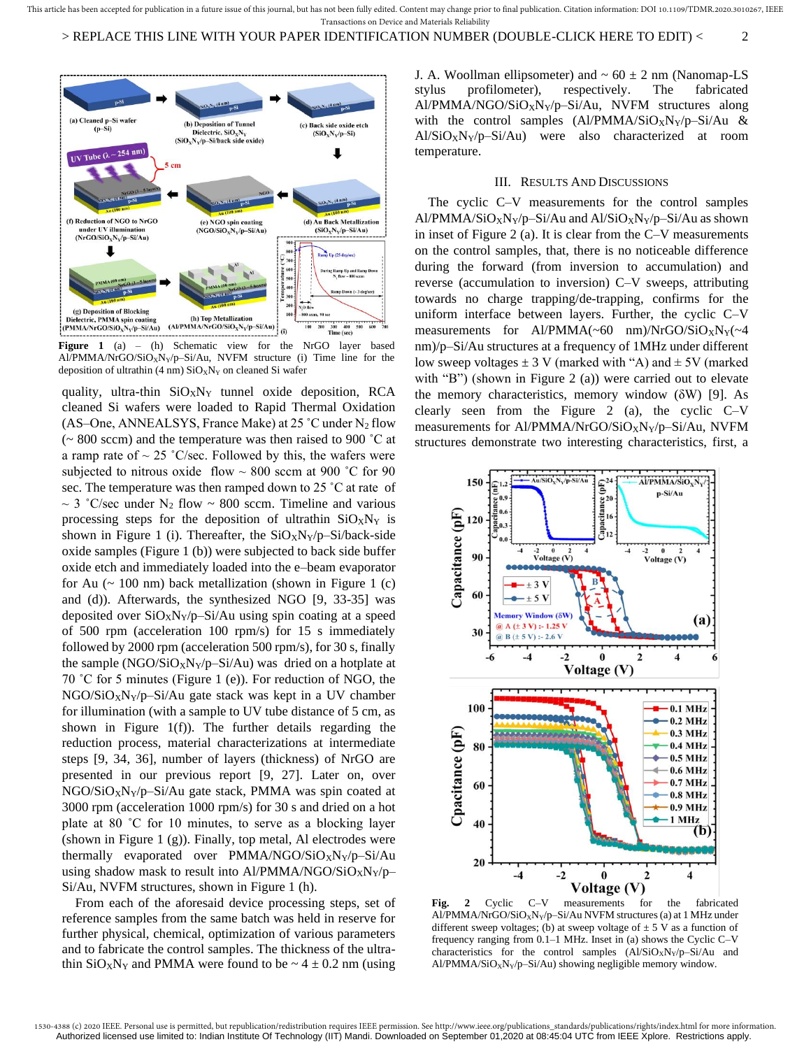**Figure 1** (a) – (h) Schematic view for the NrGO layer based Al/PMMA/NrGO/$SiO_XN_Y$/p–Si/Au, NVFM structure (i) Time line for the deposition of ultrathin (4 nm) $SiO_XN_Y$ on cleaned Si wafer

quality, ultra-thin $SiO_XN_Y$ tunnel oxide deposition, RCA cleaned Si wafers were loaded to Rapid Thermal Oxidation (AS–One, ANNEALSYS, France Make) at 25 ˚C under $N_2$ flow (~ 800 sccm) and the temperature was then raised to 900 ˚C at a ramp rate of ~ 25 ˚C/sec. Followed by this, the wafers were subjected to nitrous oxide flow ~ 800 sccm at 900 ˚C for 90 sec. The temperature was then ramped down to 25 ˚C at rate of ~ 3 ˚C/sec under $N_2$ flow ~ 800 sccm. Timeline and various processing steps for the deposition of ultrathin $SiO_XN_Y$ is shown in Figure 1 (i). Thereafter, the $SiO_XN_Y$/p–Si/back-side oxide samples (Figure 1 (b)) were subjected to back side buffer oxide etch and immediately loaded into the e–beam evaporator for Au (~ 100 nm) back metallization (shown in Figure 1 (c) and (d)). Afterwards, the synthesized NGO [9, 33-35] was deposited over $SiO_XN_Y$/p–Si/Au using spin coating at a speed of 500 rpm (acceleration 100 rpm/s) for 15 s immediately followed by 2000 rpm (acceleration 500 rpm/s), for 30 s, finally the sample (NGO/$SiO_XN_Y$/p–Si/Au) was dried on a hotplate at 70 ˚C for 5 minutes (Figure 1 (e)). For reduction of NGO, the NGO/$SiO_XN_Y$/p–Si/Au gate stack was kept in a UV chamber for illumination (with a sample to UV tube distance of 5 cm, as shown in Figure 1(f)). The further details regarding the reduction process, material characterizations at intermediate steps [9, 34, 36], number of layers (thickness) of NrGO are presented in our previous report [9, 27]. Later on, over NGO/$SiO_XN_Y$/p–Si/Au gate stack, PMMA was spin coated at 3000 rpm (acceleration 1000 rpm/s) for 30 s and dried on a hot plate at 80 ˚C for 10 minutes, to serve as a blocking layer (shown in Figure 1 (g)). Finally, top metal, Al electrodes were thermally evaporated over PMMA/NGO/$SiO_XN_Y$/p–Si/Au using shadow mask to result into Al/PMMA/NGO/$SiO_XN_Y$/p–Si/Au, NVFM structures, shown in Figure 1 (h).

From each of the aforesaid device processing steps, set of reference samples from the same batch was held in reserve for further physical, chemical, optimization of various parameters and to fabricate the control samples. The thickness of the ultra-thin $SiO_XN_Y$ and PMMA were found to be ~ 4 ± 0.2 nm (using J. A. Woollman ellipsometer) and ~ 60 ± 2 nm (Nanomap-LS stylus profilometer), respectively. The fabricated Al/PMMA/NGO/$SiO_XN_Y$/p–Si/Au, NVFM structures along with the control samples (Al/PMMA/$SiO_XN_Y$/p–Si/Au & Al/$SiO_XN_Y$/p–Si/Au) were also characterized at room temperature.

## III. Results And Discussions

The cyclic C–V measurements for the control samples Al/PMMA/$SiO_XN_Y$/p–Si/Au and Al/$SiO_XN_Y$/p–Si/Au as shown in inset of Figure 2 (a). It is clear from the C–V measurements on the control samples, that, there is no noticeable difference during the forward (from inversion to accumulation) and reverse (accumulation to inversion) C–V sweeps, attributing towards no charge trapping/de-trapping, confirms for the uniform interface between layers. Further, the cyclic C–V measurements for Al/PMMA(~60 nm)/NrGO/$SiO_XN_Y$(~4 nm)/p–Si/Au structures at a frequency of 1MHz under different low sweep voltages ± 3 V (marked with "A) and ± 5V (marked with "B") (shown in Figure 2 (a)) were carried out to elevate the memory characteristics, memory window (δW) [9]. As clearly seen from the Figure 2 (a), the cyclic C–V measurements for Al/PMMA/NrGO/$SiO_XN_Y$/p–Si/Au, NVFM structures demonstrate two interesting characteristics, first, a

**Fig. 2** Cyclic C–V measurements for the fabricated Al/PMMA/NrGO/$SiO_XN_Y$/p–Si/Au NVFM structures (a) at 1 MHz under different sweep voltages; (b) at sweep voltage of ± 5 V as a function of frequency ranging from 0.1–1 MHz. Inset in (a) shows the Cyclic C–V characteristics for the control samples (Al/$SiO_XN_Y$/p–Si/Au and Al/PMMA/$SiO_XN_Y$/p–Si/Au) showing negligible memory window.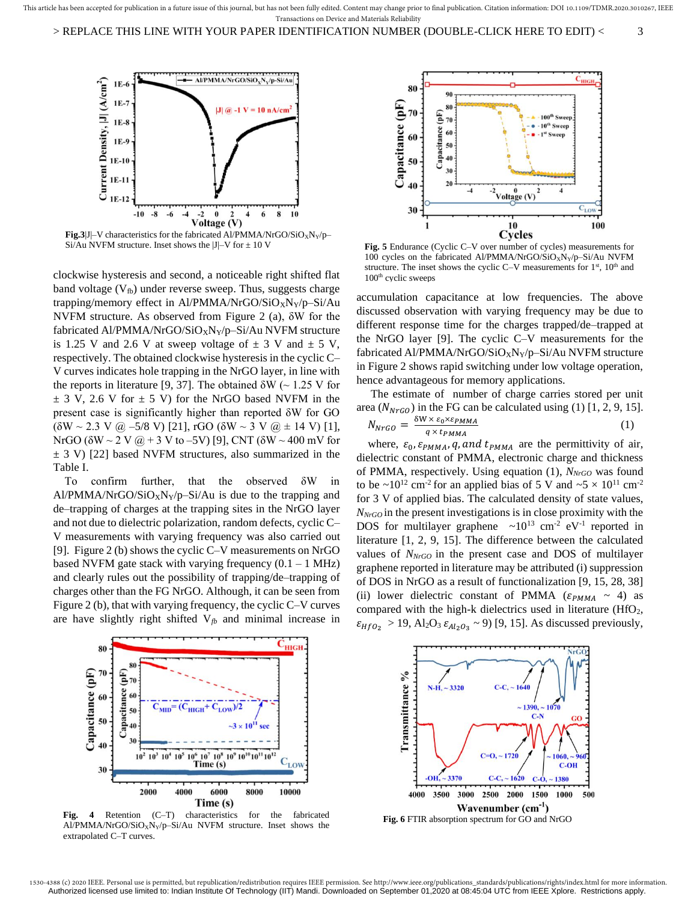Fig.3 |J|–V characteristics for the fabricated Al/PMMA/NrGO/$SiO_XN_Y$/p–Si/Au NVFM structure. Inset shows the |J|–V for ± 10 V

clockwise hysteresis and second, a noticeable right shifted flat band voltage ($V_{fb}$) under reverse sweep. Thus, suggests charge trapping/memory effect in Al/PMMA/NrGO/$SiO_XN_Y$/p–Si/Au NVFM structure. As observed from Figure 2 (a), δW for the fabricated Al/PMMA/NrGO/$SiO_XN_Y$/p–Si/Au NVFM structure is 1.25 V and 2.6 V at sweep voltage of ± 3 V and ± 5 V, respectively. The obtained clockwise hysteresis in the cyclic C–V curves indicates hole trapping in the NrGO layer, in line with the reports in literature [9, 37]. The obtained δW (~ 1.25 V for ± 3 V, 2.6 V for ± 5 V) for the NrGO based NVFM in the present case is significantly higher than reported δW for GO (δW ~ 2.3 V @ –5/8 V) [21], rGO (δW ~ 3 V @ ± 14 V) [1], NrGO (δW ~ 2 V @ + 3 V to –5V) [9], CNT (δW ~ 400 mV for ± 3 V) [22] based NVFM structures, also summarized in the Table I.

To confirm further, that the observed δW in Al/PMMA/NrGO/$SiO_XN_Y$/p–Si/Au is due to the trapping and de–trapping of charges at the trapping sites in the NrGO layer and not due to dielectric polarization, random defects, cyclic C–V measurements with varying frequency was also carried out [9]. Figure 2 (b) shows the cyclic C–V measurements on NrGO based NVFM gate stack with varying frequency (0.1 – 1 MHz) and clearly rules out the possibility of trapping/de–trapping of charges other than the FG NrGO. Although, it can be seen from Figure 2 (b), that with varying frequency, the cyclic C–V curves are have slightly right shifted $V_{fb}$ and minimal increase in accumulation capacitance at low frequencies. The above discussed observation with varying frequency may be due to different response time for the charges trapped/de–trapped at the NrGO layer [9]. The cyclic C–V measurements for the fabricated Al/PMMA/NrGO/$SiO_XN_Y$/p–Si/Au NVFM structure in Figure 2 shows rapid switching under low voltage operation, hence advantageous for memory applications.

Fig. 4 Retention (C–T) characteristics for the fabricated Al/PMMA/NrGO/$SiO_XN_Y$/p–Si/Au NVFM structure. Inset shows the extrapolated C–T curves.

Fig. 5 Endurance (Cyclic C–V over number of cycles) measurements for 100 cycles on the fabricated Al/PMMA/NrGO/$SiO_XN_Y$/p–Si/Au NVFM structure. The inset shows the cyclic C–V measurements for 1st, 10th and 100th cyclic sweeps

The estimate of number of charge carriers stored per unit area ($N_{NrGO}$) in the FG can be calculated using (1) [1, 2, 9, 15].

$$N_{NrGO} = \frac{\delta W \times \varepsilon_0 \times \varepsilon_{PMMA}}{q \times t_{PMMA}} \quad (1)$$

where, $\varepsilon_0, \varepsilon_{PMMA}, q, and\ t_{PMMA}$ are the permittivity of air, dielectric constant of PMMA, electronic charge and thickness of PMMA, respectively. Using equation (1), $N_{NrGO}$ was found to be ~$10^{12}$ $cm^{-2}$ for an applied bias of 5 V and ~$5 \times 10^{11}$ $cm^{-2}$ for 3 V of applied bias. The calculated density of state values, $N_{NrGO}$ in the present investigations is in close proximity with the DOS for multilayer graphene ~$10^{13}$ $cm^{-2}$ $eV^{-1}$ reported in literature [1, 2, 9, 15]. The difference between the calculated values of $N_{NrGO}$ in the present case and DOS of multilayer graphene reported in literature may be attributed (i) suppression of DOS in NrGO as a result of functionalization [9, 15, 28, 38] (ii) lower dielectric constant of PMMA ($\varepsilon_{PMMA}$ ~ 4) as compared with the high-k dielectrics used in literature ($HfO_2$, $\varepsilon_{HfO_2}$ > 19, $Al_2O_3$ $\varepsilon_{Al_2O_3}$ ~ 9) [9, 15]. As discussed previously,

Fig. 6 FTIR absorption spectrum for GO and NrGO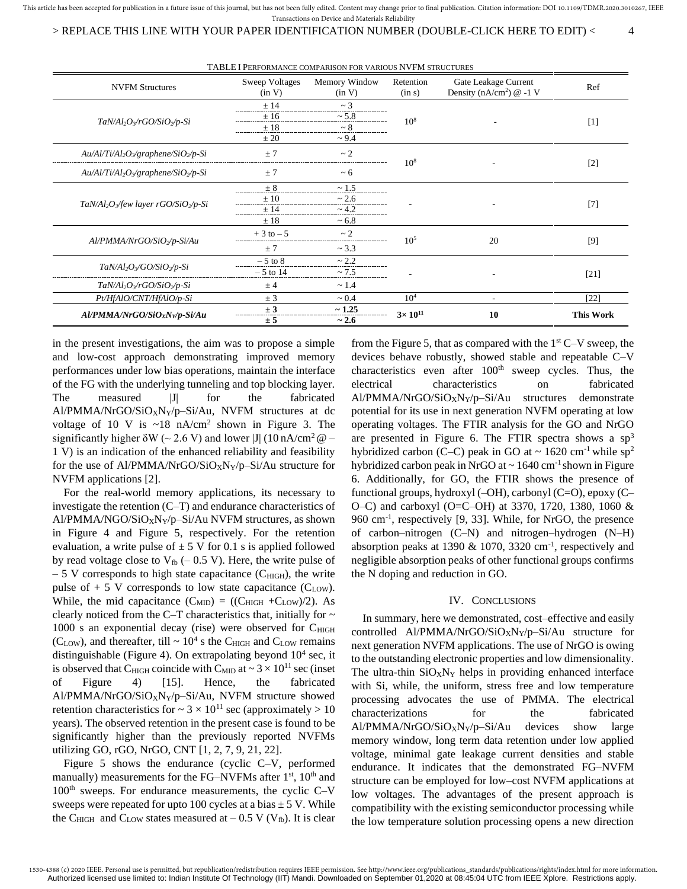TABLE I PERFORMANCE COMPARISON FOR VARIOUS NVFM STRUCTURES

| NVFM Structures | Sweep Voltages (in V) | Memory Window (in V) | Retention (in s) | Gate Leakage Current Density ($nA/cm^2$) @ -1 V | Ref |
|---|---|---|---|---|---|
| *TaN/Al<sub>2</sub>O<sub>3</sub>/rGO/SiO<sub>2</sub>/p-Si* | ± 14 | ~ 3 | $10^8$ | - | [1] |
| | ± 16 | ~ 5.8 | | | |
| | ± 18 | ~ 8 | | | |
| | ± 20 | ~ 9.4 | | | |
| *Au/Al/Ti/Al<sub>2</sub>O<sub>3</sub>/graphene/SiO<sub>2</sub>/p-Si* | ± 7 | ~ 2 | $10^8$ | - | [2] |
| *Au/Al/Ti/Al<sub>2</sub>O<sub>3</sub>/graphene/SiO<sub>2</sub>/p-Si* | ± 7 | ~ 6 | | | |
| *TaN/Al<sub>2</sub>O<sub>3</sub>/few layer rGO/SiO<sub>2</sub>/p-Si* | ± 8 | ~ 1.5 | - | - | [7] |
| | ± 10 | ~ 2.6 | | | |
| | ± 14 | ~ 4.2 | | | |
| | ± 18 | ~ 6.8 | | | |
| *Al/PMMA/NrGO/SiO<sub>2</sub>/p-Si/Au* | + 3 to – 5 | ~ 2 | $10^5$ | 20 | [9] |
| | ± 7 | ~ 3.3 | | | |
| *TaN/Al<sub>2</sub>O<sub>3</sub>/GO/SiO<sub>2</sub>/p-Si* | – 5 to 8 | ~ 2.2 | - | - | [21] |
| | – 5 to 14 | ~ 7.5 | | | |
| *TaN/Al<sub>2</sub>O<sub>3</sub>/rGO/SiO<sub>2</sub>/p-Si* | ± 4 | ~ 1.4 | | | |
| *Pt/HfAlO/CNT/HfAlO/p-Si* | ± 3 | ~ 0.4 | $10^4$ | - | [22] |
| ***Al/PMMA/NrGO/SiO<sub>X</sub>N<sub>Y</sub>/p-Si/Au*** | **± 3** | **~ 1.25** | **$3\times 10^{11}$** | **10** | **This Work** |
| | **± 5** | **~ 2.6** | | | |

in the present investigations, the aim was to propose a simple and low-cost approach demonstrating improved memory performances under low bias operations, maintain the interface of the FG with the underlying tunneling and top blocking layer. The measured |J| for the fabricated Al/PMMA/NrGO/$SiO_XN_Y$/p–Si/Au, NVFM structures at dc voltage of 10 V is ~18 $nA/cm^2$ shown in Figure 3. The significantly higher $\delta W$ (~ 2.6 V) and lower |J| (10 $nA/cm^2$ @ – 1 V) is an indication of the enhanced reliability and feasibility for the use of Al/PMMA/NrGO/$SiO_XN_Y$/p–Si/Au structure for NVFM applications [2].

For the real-world memory applications, its necessary to investigate the retention (C–T) and endurance characteristics of Al/PMMA/NGO/$SiO_XN_Y$/p–Si/Au NVFM structures, as shown in Figure 4 and Figure 5, respectively. For the retention evaluation, a write pulse of ± 5 V for 0.1 s is applied followed by read voltage close to $V_{fb}$ (– 0.5 V). Here, the write pulse of – 5 V corresponds to high state capacitance ($C_{HIGH}$), the write pulse of + 5 V corresponds to low state capacitance ($C_{LOW}$). While, the mid capacitance ($C_{MID}$) = (($C_{HIGH}$ +$C_{LOW}$)/2). As clearly noticed from the C–T characteristics that, initially for ~ 1000 s an exponential decay (rise) were observed for $C_{HIGH}$ ($C_{LOW}$), and thereafter, till ~ $10^4$ s the $C_{HIGH}$ and $C_{LOW}$ remains distinguishable (Figure 4). On extrapolating beyond $10^4$ sec, it is observed that $C_{HIGH}$ coincide with $C_{MID}$ at ~ $3 \times 10^{11}$ sec (inset of Figure 4) [15]. Hence, the fabricated Al/PMMA/NrGO/$SiO_XN_Y$/p–Si/Au, NVFM structure showed retention characteristics for ~ $3 \times 10^{11}$ sec (approximately > 10 years). The observed retention in the present case is found to be significantly higher than the previously reported NVFMs utilizing GO, rGO, NrGO, CNT [1, 2, 7, 9, 21, 22].

Figure 5 shows the endurance (cyclic C–V, performed manually) measurements for the FG–NVFMs after 1st, 10th and 100th sweeps. For endurance measurements, the cyclic C–V sweeps were repeated for upto 100 cycles at a bias ± 5 V. While the $C_{HIGH}$ and $C_{LOW}$ states measured at – 0.5 V ($V_{fb}$). It is clear from the Figure 5, that as compared with the 1st C–V sweep, the devices behave robustly, showed stable and repeatable C–V characteristics even after 100th sweep cycles. Thus, the electrical characteristics on fabricated Al/PMMA/NrGO/$SiO_XN_Y$/p–Si/Au structures demonstrate potential for its use in next generation NVFM operating at low operating voltages. The FTIR analysis for the GO and NrGO are presented in Figure 6. The FTIR spectra shows a $sp^3$ hybridized carbon (C–C) peak in GO at ~ 1620 $cm^{-1}$ while $sp^2$ hybridized carbon peak in NrGO at ~ 1640 $cm^{-1}$ shown in Figure 6. Additionally, for GO, the FTIR shows the presence of functional groups, hydroxyl (–OH), carbonyl (C=O), epoxy (C–O–C) and carboxyl (O=C–OH) at 3370, 1720, 1380, 1060 & 960 $cm^{-1}$, respectively [9, 33]. While, for NrGO, the presence of carbon–nitrogen (C–N) and nitrogen–hydrogen (N–H) absorption peaks at 1390 & 1070, 3320 $cm^{-1}$, respectively and negligible absorption peaks of other functional groups confirms the N doping and reduction in GO.

## IV. CONCLUSIONS

In summary, here we demonstrated, cost–effective and easily controlled Al/PMMA/NrGO/$SiO_XN_Y$/p–Si/Au structure for next generation NVFM applications. The use of NrGO is owing to the outstanding electronic properties and low dimensionality. The ultra-thin $SiO_XN_Y$ helps in providing enhanced interface with Si, while, the uniform, stress free and low temperature processing advocates the use of PMMA. The electrical characterizations for the fabricated Al/PMMA/NrGO/$SiO_XN_Y$/p–Si/Au devices show large memory window, long term data retention under low applied voltage, minimal gate leakage current densities and stable endurance. It indicates that the demonstrated FG–NVFM structure can be employed for low–cost NVFM applications at low voltages. The advantages of the present approach is compatibility with the existing semiconductor processing while the low temperature solution processing opens a new direction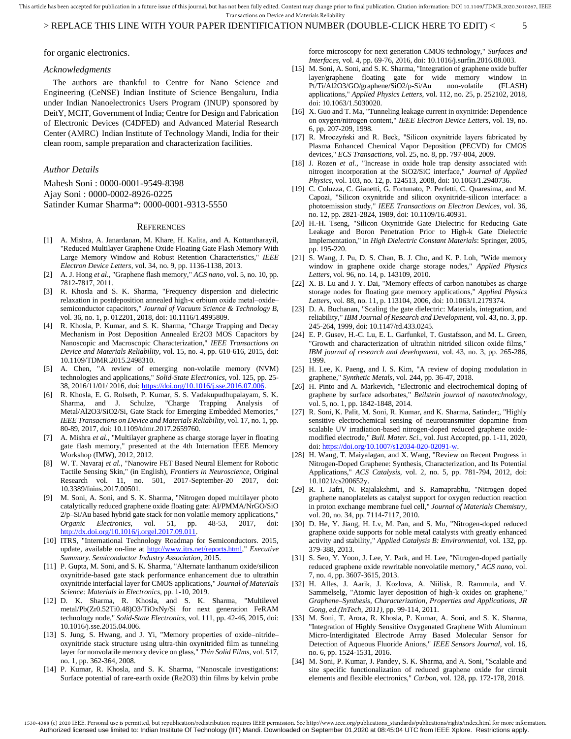for organic electronics.

### *Acknowledgments*

The authors are thankful to Centre for Nano Science and Engineering (CeNSE) Indian Institute of Science Bengaluru, India under Indian Nanoelectronics Users Program (INUP) sponsored by DeitY, MCIT, Government of India; Centre for Design and Fabrication of Electronic Devices (C4DFED) and Advanced Material Research Center (AMRC) Indian Institute of Technology Mandi, India for their clean room, sample preparation and characterization facilities.

### *Author Details*

Mahesh Soni : 0000-0001-9549-8398
Ajay Soni : 0000-0002-8926-0225
Satinder Kumar Sharma*: 0000-0001-9313-5550

## References

[1] A. Mishra, A. Janardanan, M. Khare, H. Kalita, and A. Kottantharayil, "Reduced Multilayer Graphene Oxide Floating Gate Flash Memory With Large Memory Window and Robust Retention Characteristics," *IEEE Electron Device Letters*, vol. 34, no. 9, pp. 1136-1138, 2013.

[2] A. J. Hong *et al.*, "Graphene flash memory," *ACS nano*, vol. 5, no. 10, pp. 7812-7817, 2011.

[3] R. Khosla and S. K. Sharma, "Frequency dispersion and dielectric relaxation in postdeposition annealed high-κ erbium oxide metal–oxide–semiconductor capacitors," *Journal of Vacuum Science & Technology B*, vol. 36, no. 1, p. 012201, 2018, doi: 10.1116/1.4995809.

[4] R. Khosla, P. Kumar, and S. K. Sharma, "Charge Trapping and Decay Mechanism in Post Deposition Annealed Er2O3 MOS Capacitors by Nanoscopic and Macroscopic Characterization," *IEEE Transactions on Device and Materials Reliability*, vol. 15, no. 4, pp. 610-616, 2015, doi: 10.1109/TDMR.2015.2498310.

[5] A. Chen, "A review of emerging non-volatile memory (NVM) technologies and applications," *Solid-State Electronics*, vol. 125, pp. 25-38, 2016/11/01/ 2016, doi: https://doi.org/10.1016/j.sse.2016.07.006.

[6] R. Khosla, E. G. Rolseth, P. Kumar, S. S. Vadakupudhupalayam, S. K. Sharma, and J. Schulze, "Charge Trapping Analysis of Metal/Al2O3/SiO2/Si, Gate Stack for Emerging Embedded Memories," *IEEE Transactions on Device and Materials Reliability*, vol. 17, no. 1, pp. 80-89, 2017, doi: 10.1109/tdmr.2017.2659760.

[7] A. Mishra *et al.*, "Multilayer graphene as charge storage layer in floating gate flash memory," presented at the 4th International IEEE Memory Workshop (IMW), 2012, 2012.

[8] W. T. Navaraj *et al.*, "Nanowire FET Based Neural Element for Robotic Tactile Sensing Skin," (in English), *Frontiers in Neuroscience*, Original Research vol. 11, no. 501, 2017-September-20 2017, doi: 10.3389/fnins.2017.00501.

[9] M. Soni, A. Soni, and S. K. Sharma, "Nitrogen doped multilayer photo catalytically reduced graphene oxide floating gate: Al/PMMA/NrGO/SiO2/p–Si/Au based hybrid gate stack for non volatile memory applications," *Organic Electronics*, vol. 51, pp. 48-53, 2017, doi: http://dx.doi.org/10.1016/j.orgel.2017.09.011.

[10] ITRS, "International Technology Roadmap for Semiconductors. 2015, update, available on-line at http://www.itrs.net/reports.html," *Executive Summary. Semiconductor Industry Association*, 2015.

[11] P. Gupta, M. Soni, and S. K. Sharma, "Alternate lanthanum oxide/silicon oxynitride-based gate stack performance enhancement due to ultrathin oxynitride interfacial layer for CMOS applications," *Journal of Materials Science: Materials in Electronics*, pp. 1-10, 2019.

[12] D. K. Sharma, R. Khosla, and S. K. Sharma, "Multilevel metal/Pb(Zr0.52Ti0.48)O3/TiOxNy/Si for next generation FeRAM technology node," *Solid-State Electronics*, vol. 111, pp. 42-46, 2015, doi: 10.1016/j.sse.2015.04.006.

[13] S. Jung, S. Hwang, and J. Yi, "Memory properties of oxide–nitride–oxynitride stack structure using ultra-thin oxynitrided film as tunneling layer for nonvolatile memory device on glass," *Thin Solid Films*, vol. 517, no. 1, pp. 362-364, 2008.

[14] P. Kumar, R. Khosla, and S. K. Sharma, "Nanoscale investigations: Surface potential of rare-earth oxide (Re2O3) thin films by kelvin probe force microscopy for next generation CMOS technology," *Surfaces and Interfaces*, vol. 4, pp. 69-76, 2016, doi: 10.1016/j.surfin.2016.08.003.

[15] M. Soni, A. Soni, and S. K. Sharma, "Integration of graphene oxide buffer layer/graphene floating gate for wide memory window in Pt/Ti/Al2O3/GO/graphene/SiO2/p-Si/Au non-volatile (FLASH) applications," *Applied Physics Letters*, vol. 112, no. 25, p. 252102, 2018, doi: 10.1063/1.5030020.

[16] X. Guo and T. Ma, "Tunneling leakage current in oxynitride: Dependence on oxygen/nitrogen content," *IEEE Electron Device Letters*, vol. 19, no. 6, pp. 207-209, 1998.

[17] R. Mroczyński and R. Beck, "Silicon oxynitride layers fabricated by Plasma Enhanced Chemical Vapor Deposition (PECVD) for CMOS devices," *ECS Transactions*, vol. 25, no. 8, pp. 797-804, 2009.

[18] J. Rozen *et al.*, "Increase in oxide hole trap density associated with nitrogen incorporation at the SiO2/SiC interface," *Journal of Applied Physics*, vol. 103, no. 12, p. 124513, 2008, doi: 10.1063/1.2940736.

[19] C. Coluzza, C. Gianetti, G. Fortunato, P. Perfetti, C. Quaresima, and M. Capozi, "Silicon oxynitride and silicon oxynitride-silicon interface: a photoemission study," *IEEE Transactions on Electron Devices*, vol. 36, no. 12, pp. 2821-2824, 1989, doi: 10.1109/16.40931.

[20] H.-H. Tseng, "Silicon Oxynitride Gate Dielectric for Reducing Gate Leakage and Boron Penetration Prior to High-k Gate Dielectric Implementation," in *High Dielectric Constant Materials*: Springer, 2005, pp. 195-220.

[21] S. Wang, J. Pu, D. S. Chan, B. J. Cho, and K. P. Loh, "Wide memory window in graphene oxide charge storage nodes," *Applied Physics Letters*, vol. 96, no. 14, p. 143109, 2010.

[22] X. B. Lu and J. Y. Dai, "Memory effects of carbon nanotubes as charge storage nodes for floating gate memory applications," *Applied Physics Letters*, vol. 88, no. 11, p. 113104, 2006, doi: 10.1063/1.2179374.

[23] D. A. Buchanan, "Scaling the gate dielectric: Materials, integration, and reliability," *IBM Journal of Research and Development*, vol. 43, no. 3, pp. 245-264, 1999, doi: 10.1147/rd.433.0245.

[24] E. P. Gusev, H.-C. Lu, E. L. Garfunkel, T. Gustafsson, and M. L. Green, "Growth and characterization of ultrathin nitrided silicon oxide films," *IBM journal of research and development*, vol. 43, no. 3, pp. 265-286, 1999.

[25] H. Lee, K. Paeng, and I. S. Kim, "A review of doping modulation in graphene," *Synthetic Metals*, vol. 244, pp. 36-47, 2018.

[26] H. Pinto and A. Markevich, "Electronic and electrochemical doping of graphene by surface adsorbates," *Beilstein journal of nanotechnology*, vol. 5, no. 1, pp. 1842-1848, 2014.

[27] R. Soni, K. Palit, M. Soni, R. Kumar, and K. Sharma, Satinder;, "Highly sensitive electrochemical sensing of neurotransmitter dopamine from scalable UV irradiation-based nitrogen-doped reduced graphene oxide-modified electrode," *Bull. Mater. Sci.*, vol. Just Accepted, pp. 1-11, 2020, doi: https://doi.org/10.1007/s12034-020-02091-w.

[28] H. Wang, T. Maiyalagan, and X. Wang, "Review on Recent Progress in Nitrogen-Doped Graphene: Synthesis, Characterization, and Its Potential Applications," *ACS Catalysis*, vol. 2, no. 5, pp. 781-794, 2012, doi: 10.1021/cs200652y.

[29] R. I. Jafri, N. Rajalakshmi, and S. Ramaprabhu, "Nitrogen doped graphene nanoplatelets as catalyst support for oxygen reduction reaction in proton exchange membrane fuel cell," *Journal of Materials Chemistry*, vol. 20, no. 34, pp. 7114-7117, 2010.

[30] D. He, Y. Jiang, H. Lv, M. Pan, and S. Mu, "Nitrogen-doped reduced graphene oxide supports for noble metal catalysts with greatly enhanced activity and stability," *Applied Catalysis B: Environmental*, vol. 132, pp. 379-388, 2013.

[31] S. Seo, Y. Yoon, J. Lee, Y. Park, and H. Lee, "Nitrogen-doped partially reduced graphene oxide rewritable nonvolatile memory," *ACS nano*, vol. 7, no. 4, pp. 3607-3615, 2013.

[32] H. Alles, J. Aarik, J. Kozlova, A. Niilisk, R. Rammula, and V. Sammelselg, "Atomic layer deposition of high-k oxides on graphene," *Graphene–Synthesis, Characterization, Properties and Applications, JR Gong, ed.(InTech, 2011)*, pp. 99-114, 2011.

[33] M. Soni, T. Arora, R. Khosla, P. Kumar, A. Soni, and S. K. Sharma, "Integration of Highly Sensitive Oxygenated Graphene With Aluminum Micro-Interdigitated Electrode Array Based Molecular Sensor for Detection of Aqueous Fluoride Anions," *IEEE Sensors Journal*, vol. 16, no. 6, pp. 1524-1531, 2016.

[34] M. Soni, P. Kumar, J. Pandey, S. K. Sharma, and A. Soni, "Scalable and site specific functionalization of reduced graphene oxide for circuit elements and flexible electronics," *Carbon*, vol. 128, pp. 172-178, 2018.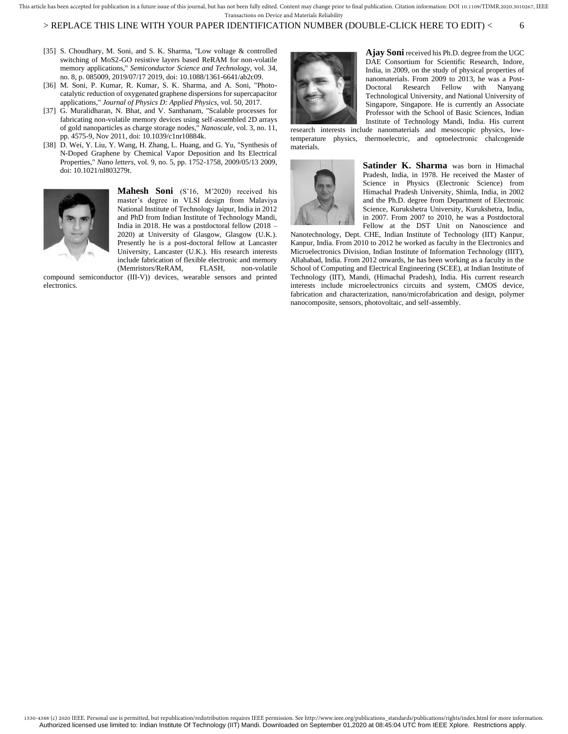[35] S. Choudhary, M. Soni, and S. K. Sharma, "Low voltage & controlled switching of MoS2-GO resistive layers based ReRAM for non-volatile memory applications," *Semiconductor Science and Technology*, vol. 34, no. 8, p. 085009, 2019/07/17 2019, doi: 10.1088/1361-6641/ab2c09.

[36] M. Soni, P. Kumar, R. Kumar, S. K. Sharma, and A. Soni, "Photo-catalytic reduction of oxygenated graphene dispersions for supercapacitor applications," *Journal of Physics D: Applied Physics*, vol. 50, 2017.

[37] G. Muralidharan, N. Bhat, and V. Santhanam, "Scalable processes for fabricating non-volatile memory devices using self-assembled 2D arrays of gold nanoparticles as charge storage nodes," *Nanoscale*, vol. 3, no. 11, pp. 4575-9, Nov 2011, doi: 10.1039/c1nr10884k.

[38] D. Wei, Y. Liu, Y. Wang, H. Zhang, L. Huang, and G. Yu, "Synthesis of N-Doped Graphene by Chemical Vapor Deposition and Its Electrical Properties," *Nano letters*, vol. 9, no. 5, pp. 1752-1758, 2009/05/13 2009, doi: 10.1021/nl803279t.

**Mahesh Soni** (S'16, M'2020) received his master's degree in VLSI design from Malaviya National Institute of Technology Jaipur, India in 2012 and PhD from Indian Institute of Technology Mandi, India in 2018. He was a postdoctoral fellow (2018 – 2020) at University of Glasgow, Glasgow (U.K.). Presently he is a post-doctoral fellow at Lancaster University, Lancaster (U.K.). His research interests include fabrication of flexible electronic and memory (Memristors/ReRAM, FLASH, non-volatile compound semiconductor (III-V)) devices, wearable sensors and printed electronics.

**Ajay Soni** received his Ph.D. degree from the UGC DAE Consortium for Scientific Research, Indore, India, in 2009, on the study of physical properties of nanomaterials. From 2009 to 2013, he was a Post-Doctoral Research Fellow with Nanyang Technological University, and National University of Singapore, Singapore. He is currently an Associate Professor with the School of Basic Sciences, Indian Institute of Technology Mandi, India. His current research interests include nanomaterials and mesoscopic physics, low-temperature physics, thermoelectric, and optoelectronic chalcogenide materials.

**Satinder K. Sharma** was born in Himachal Pradesh, India, in 1978. He received the Master of Science in Physics (Electronic Science) from Himachal Pradesh University, Shimla, India, in 2002 and the Ph.D. degree from Department of Electronic Science, Kurukshetra University, Kurukshetra, India, in 2007. From 2007 to 2010, he was a Postdoctoral Fellow at the DST Unit on Nanoscience and Nanotechnology, Dept. CHE, Indian Institute of Technology (IIT) Kanpur, Kanpur, India. From 2010 to 2012 he worked as faculty in the Electronics and Microelectronics Division, Indian Institute of Information Technology (IIIT), Allahabad, India. From 2012 onwards, he has been working as a faculty in the School of Computing and Electrical Engineering (SCEE), at Indian Institute of Technology (IIT), Mandi, (Himachal Pradesh), India. His current research interests include microelectronics circuits and system, CMOS device, fabrication and characterization, nano/microfabrication and design, polymer nanocomposite, sensors, photovoltaic, and self-assembly.